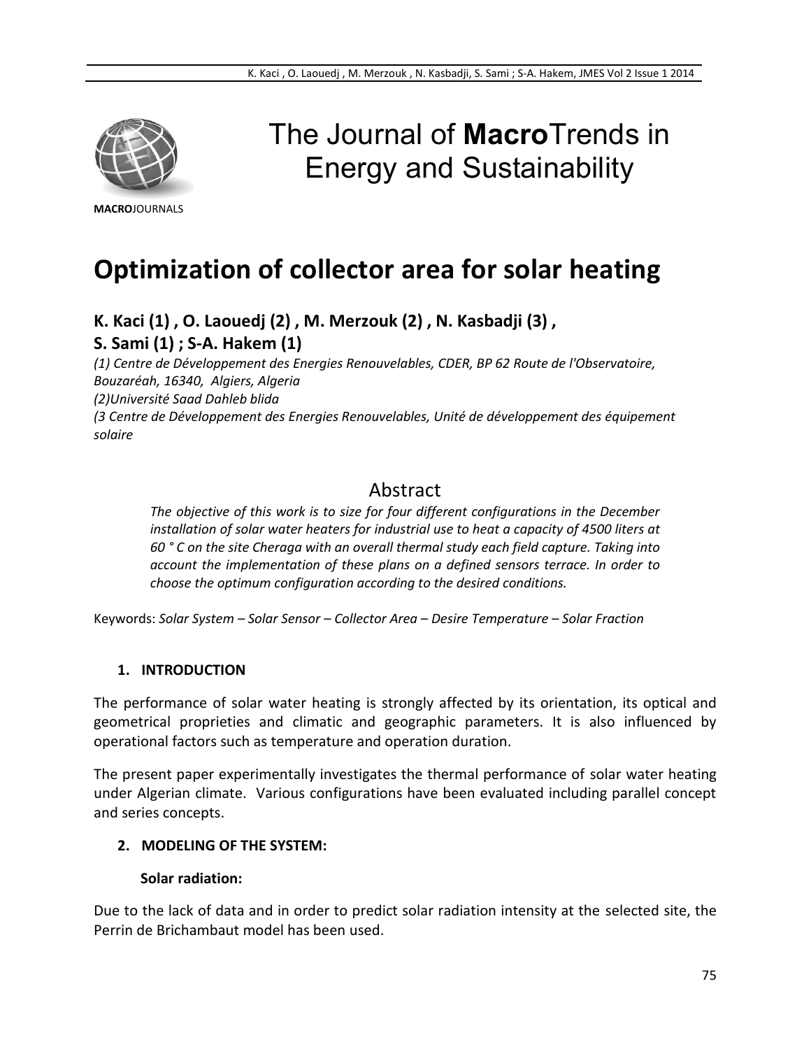# The Journal of **Macro**Trends in Energy and Sustainability

**MACRO**JOURNALS

# Optimization of collector area for solar heating

## K. Kaci (1) , O. Laouedj (2) , M. Merzouk (2) , N. Kasbadji (3) , S. Sami (1) ; S-A. Hakem (1)

*(1) Centre de Développement des Energies Renouvelables, CDER, BP 62 Route de l'Observatoire, Bouzaréah, 16340, Algiers, Algeria*

*(2)Université Saad Dahleb blida*

*(3 Centre de Développement des Energies Renouvelables, Unité de développement des équipement solaire*

## Abstract

*The objective of this work is to size for four different configurations in the December installation of solar water heaters for industrial use to heat a capacity of 4500 liters at 60 ° C on the site Cheraga with an overall thermal study each field capture. Taking into account the implementation of these plans on a defined sensors terrace. In order to choose the optimum configuration according to the desired conditions.*

Keywords: *Solar System – Solar Sensor – Collector Area – Desire Temperature – Solar Fraction*

### 1. INTRODUCTION

The performance of solar water heating is strongly affected by its orientation, its optical and geometrical proprieties and climatic and geographic parameters. It is also influenced by operational factors such as temperature and operation duration.

The present paper experimentally investigates the thermal performance of solar water heating under Algerian climate. Various configurations have been evaluated including parallel concept and series concepts.

### 2. MODELING OF THE SYSTEM:

**Solar radiation:**

Due to the lack of data and in order to predict solar radiation intensity at the selected site, the Perrin de Brichambaut model has been used.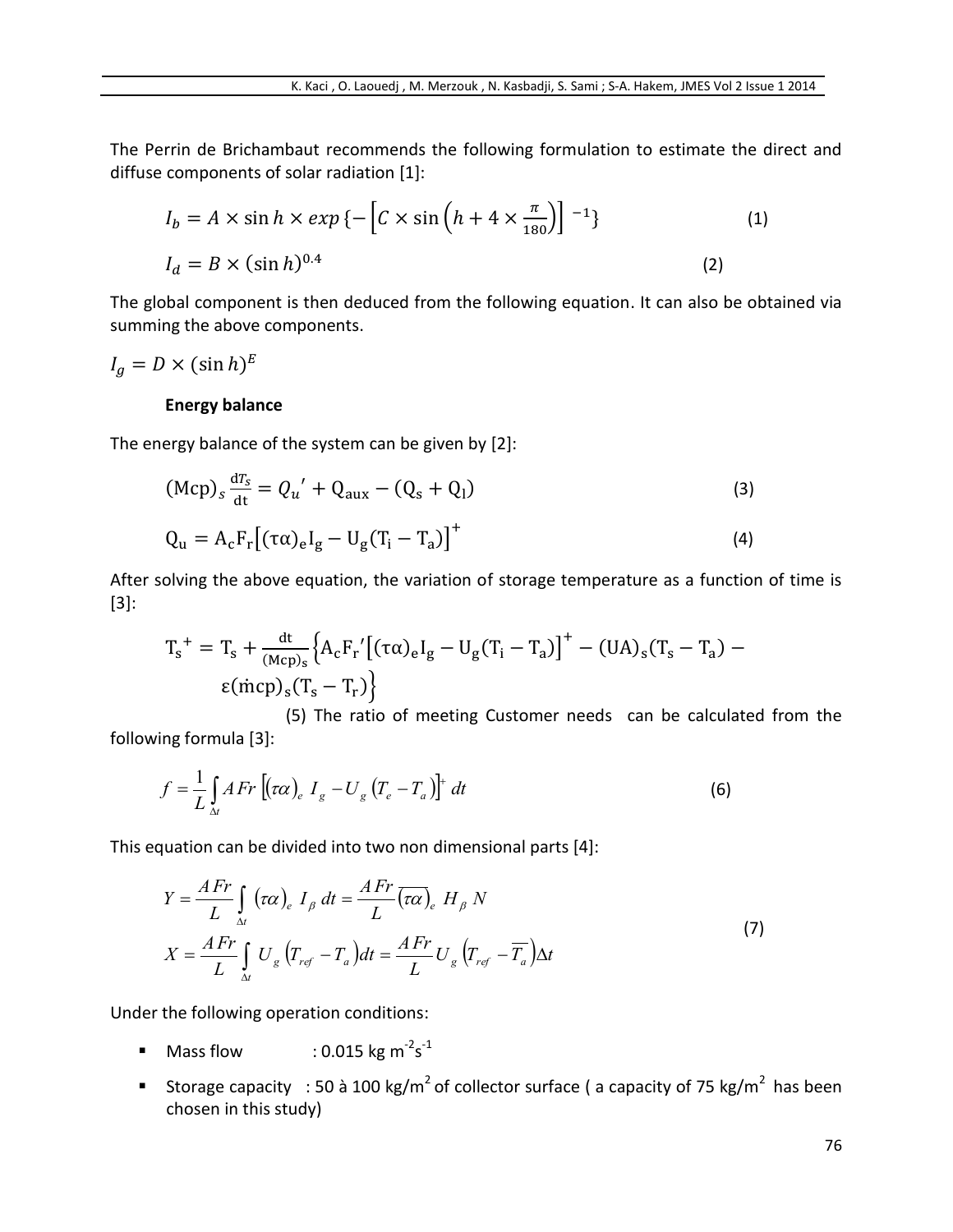The Perrin de Brichambaut recommends the following formulation to estimate the direct and diffuse components of solar radiation [1]:

$$I_b = A \times \sin h \times exp\left\{-\left[C \times \sin\left(h + 4 \times \frac{\pi}{180}\right)\right]^{-1}\right\} \tag{1}$$

$$I_d = B \times (\sin h)^{0.4} \tag{2}$$

The global component is then deduced from the following equation. It can also be obtained via summing the above components.

$$I_g = D \times (\sin h)^E$$

**Energy balance**

The energy balance of the system can be given by [2]:

$$(\mathrm{Mcp})_s \frac{\mathrm{d}T_s}{\mathrm{dt}} = Q_u' + \mathrm{Q_{aux}} - (\mathrm{Q_s} + \mathrm{Q_l}) \tag{3}$$

$$\mathrm{Q_u} = \mathrm{A_c F_r}\left[(\tau\alpha)_e \mathrm{I_g} - \mathrm{U_g}(\mathrm{T_i} - \mathrm{T_a})\right]^+ \tag{4}$$

After solving the above equation, the variation of storage temperature as a function of time is [3]:

$$\mathrm{T_s}^+ = \mathrm{T_s} + \frac{\mathrm{dt}}{(\mathrm{Mcp})_s}\left\{\mathrm{A_c F_r}'\left[(\tau\alpha)_e \mathrm{I_g} - \mathrm{U_g}(\mathrm{T_i} - \mathrm{T_a})\right]^+ - (\mathrm{UA})_s(\mathrm{T_s} - \mathrm{T_a}) - \varepsilon(\dot{\mathrm{m}}\mathrm{cp})_s(\mathrm{T_s} - \mathrm{T_r})\right\} \tag{5}$$

The ratio of meeting Customer needs can be calculated from the following formula [3]:

$$f = \frac{1}{L}\int_{\Delta t} AFr\left[(\tau\alpha)_e I_g - U_g(T_e - T_a)\right]^+ dt \tag{6}$$

This equation can be divided into two non dimensional parts [4]:

$$Y = \frac{AFr}{L}\int_{\Delta t}(\tau\alpha)_e I_\beta\, dt = \frac{AFr}{L}\overline{(\tau\alpha)}_e H_\beta N$$
$$X = \frac{AFr}{L}\int_{\Delta t} U_g\left(T_{ref} - T_a\right)dt = \frac{AFr}{L}U_g\left(T_{ref} - \overline{T_a}\right)\Delta t \tag{7}$$

Under the following operation conditions:

- Mass flow : 0.015 kg $m^{-2}s^{-1}$
- Storage capacity : 50 à 100 kg/$m^2$ of collector surface ( a capacity of 75 kg/$m^2$ has been chosen in this study)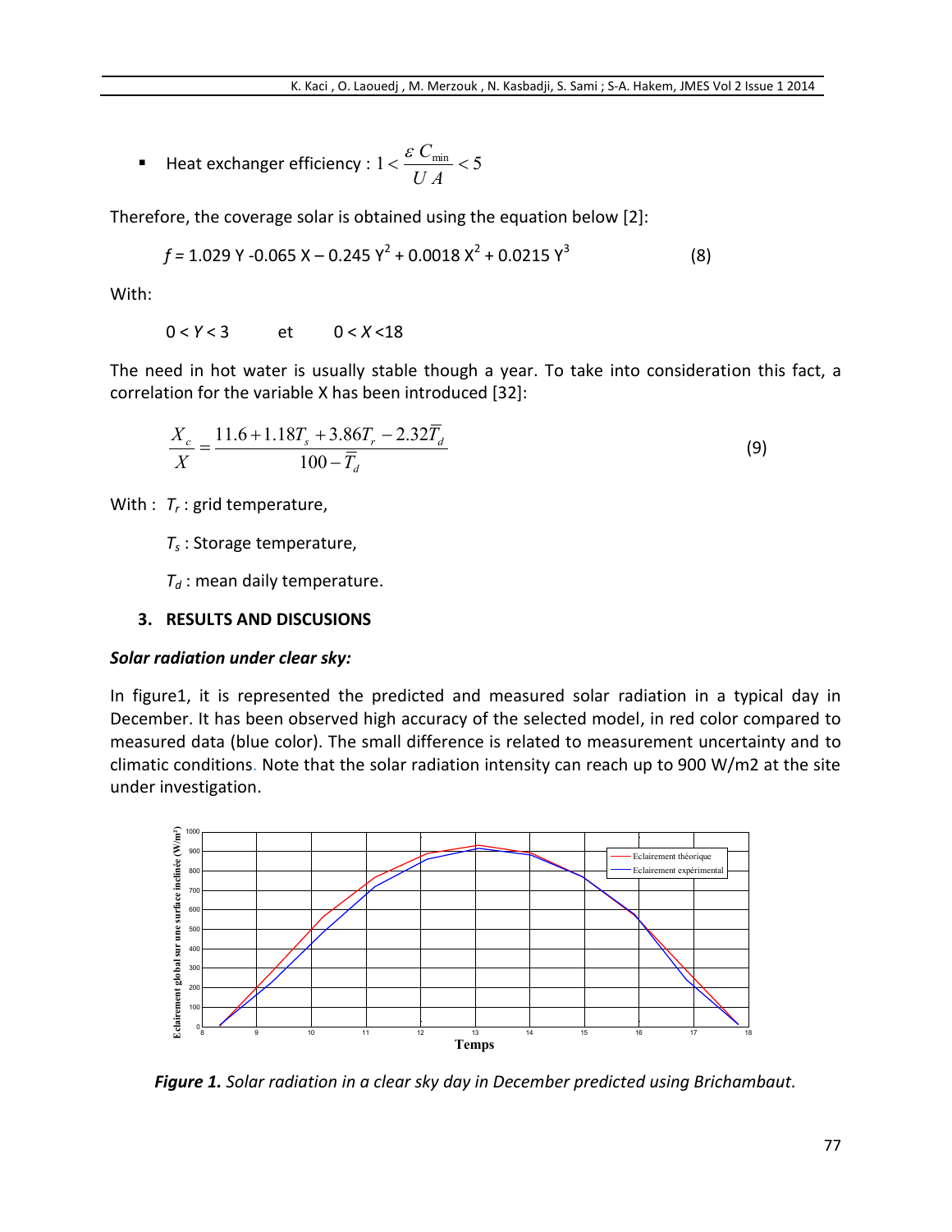- Heat exchanger efficiency : $1 < \frac{\varepsilon\, C_{\min}}{U\, A} < 5$

Therefore, the coverage solar is obtained using the equation below [2]:

$$f = 1.029\, Y - 0.065\, X - 0.245\, Y^2 + 0.0018\, X^2 + 0.0215\, Y^3 \quad (8)$$

With:

$0 < Y < 3$ et $0 < X < 18$

The need in hot water is usually stable though a year. To take into consideration this fact, a correlation for the variable X has been introduced [32]:

$$\frac{X_c}{X} = \frac{11.6 + 1.18 T_s + 3.86 T_r - 2.32 \overline{T}_d}{100 - \overline{T}_d} \quad (9)$$

With : $T_r$ : grid temperature,

$T_s$ : Storage temperature,

$T_d$ : mean daily temperature.

## 3. RESULTS AND DISCUSIONS

### *Solar radiation under clear sky:*

In figure1, it is represented the predicted and measured solar radiation in a typical day in December. It has been observed high accuracy of the selected model, in red color compared to measured data (blue color). The small difference is related to measurement uncertainty and to climatic conditions. Note that the solar radiation intensity can reach up to 900 W/m2 at the site under investigation.

***Figure 1.*** *Solar radiation in a clear sky day in December predicted using Brichambaut.*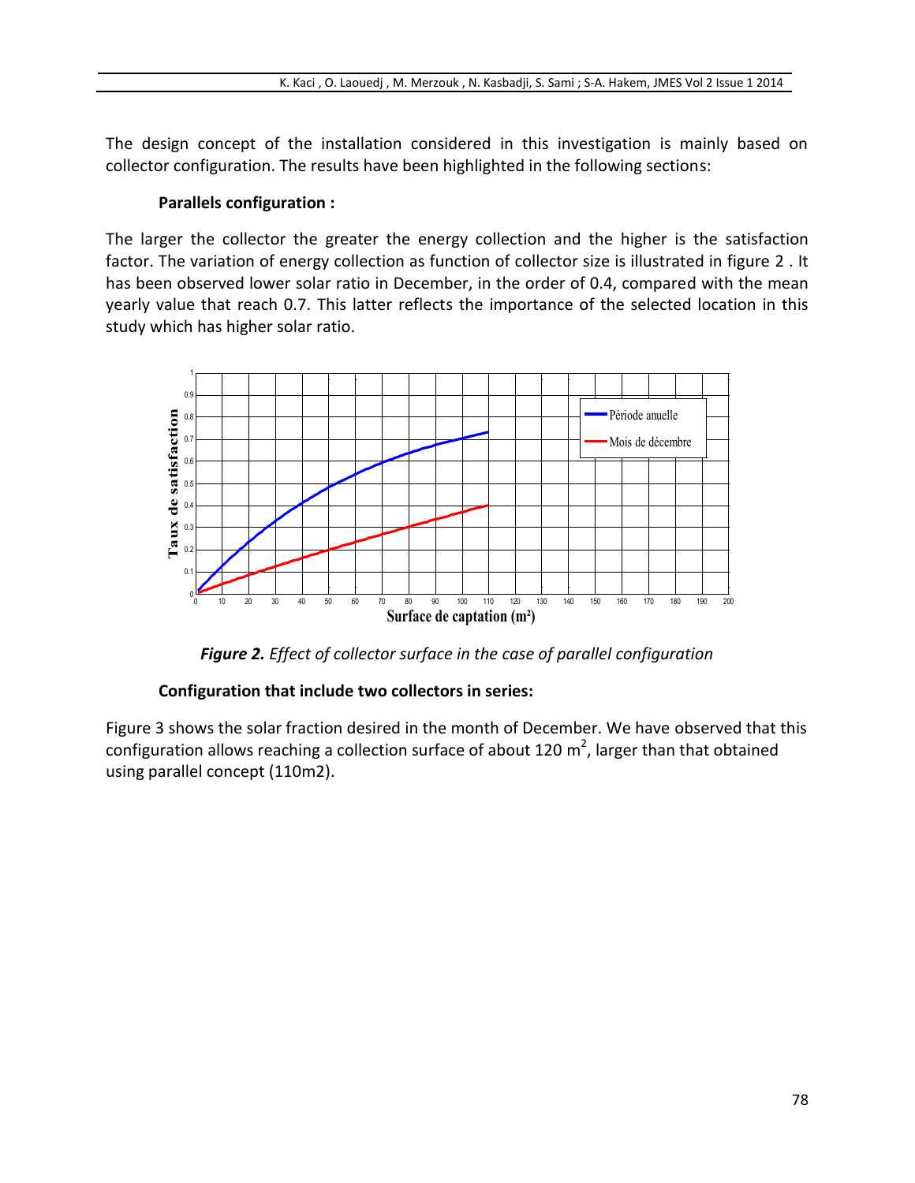The design concept of the installation considered in this investigation is mainly based on collector configuration. The results have been highlighted in the following sections:

**Parallels configuration :**

The larger the collector the greater the energy collection and the higher is the satisfaction factor. The variation of energy collection as function of collector size is illustrated in figure 2 . It has been observed lower solar ratio in December, in the order of 0.4, compared with the mean yearly value that reach 0.7. This latter reflects the importance of the selected location in this study which has higher solar ratio.

***Figure 2.*** *Effect of collector surface in the case of parallel configuration*

**Configuration that include two collectors in series:**

Figure 3 shows the solar fraction desired in the month of December. We have observed that this configuration allows reaching a collection surface of about 120 $m^2$, larger than that obtained using parallel concept (110m2).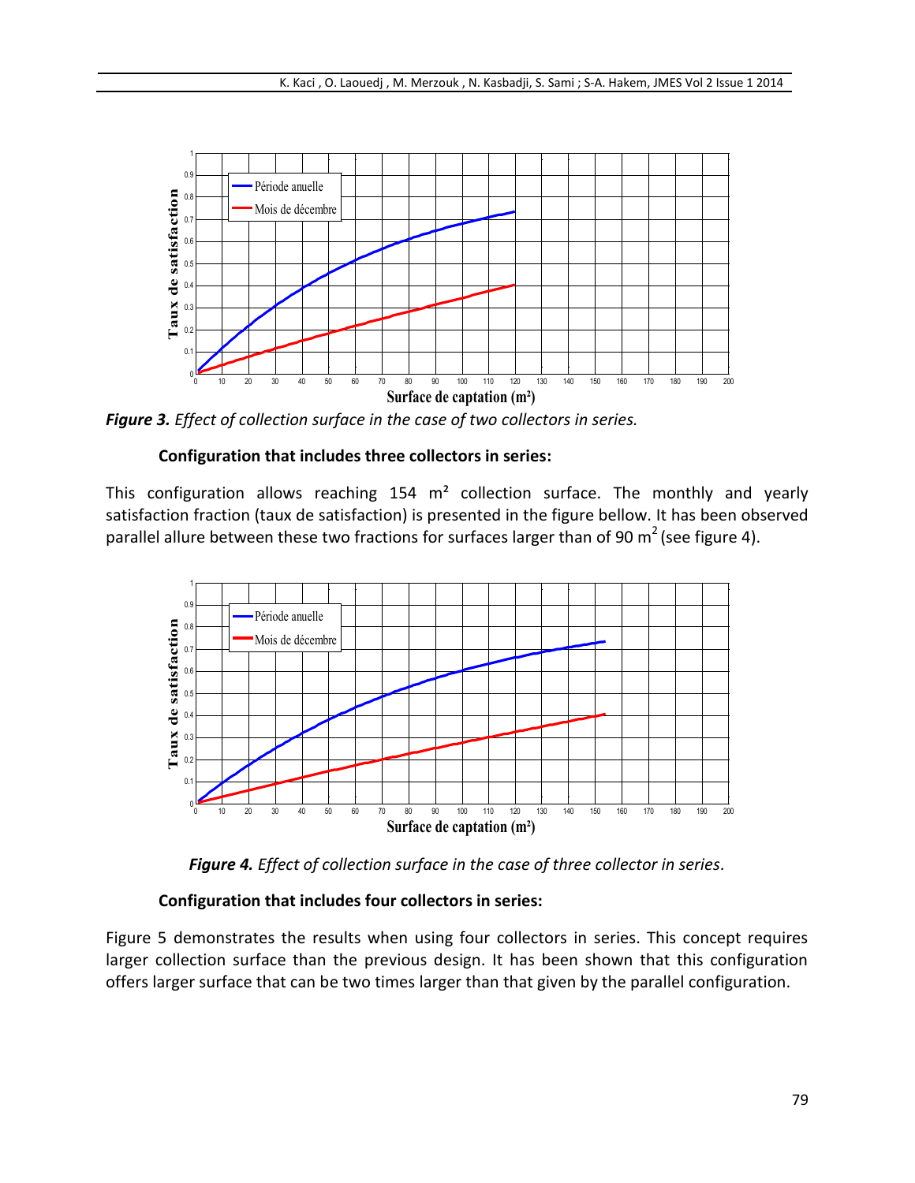*Figure 3. Effect of collection surface in the case of two collectors in series.*

**Configuration that includes three collectors in series:**

This configuration allows reaching 154 m² collection surface. The monthly and yearly satisfaction fraction (taux de satisfaction) is presented in the figure bellow. It has been observed parallel allure between these two fractions for surfaces larger than of 90 $m^2$ (see figure 4).

*Figure 4. Effect of collection surface in the case of three collector in series.*

**Configuration that includes four collectors in series:**

Figure 5 demonstrates the results when using four collectors in series. This concept requires larger collection surface than the previous design. It has been shown that this configuration offers larger surface that can be two times larger than that given by the parallel configuration.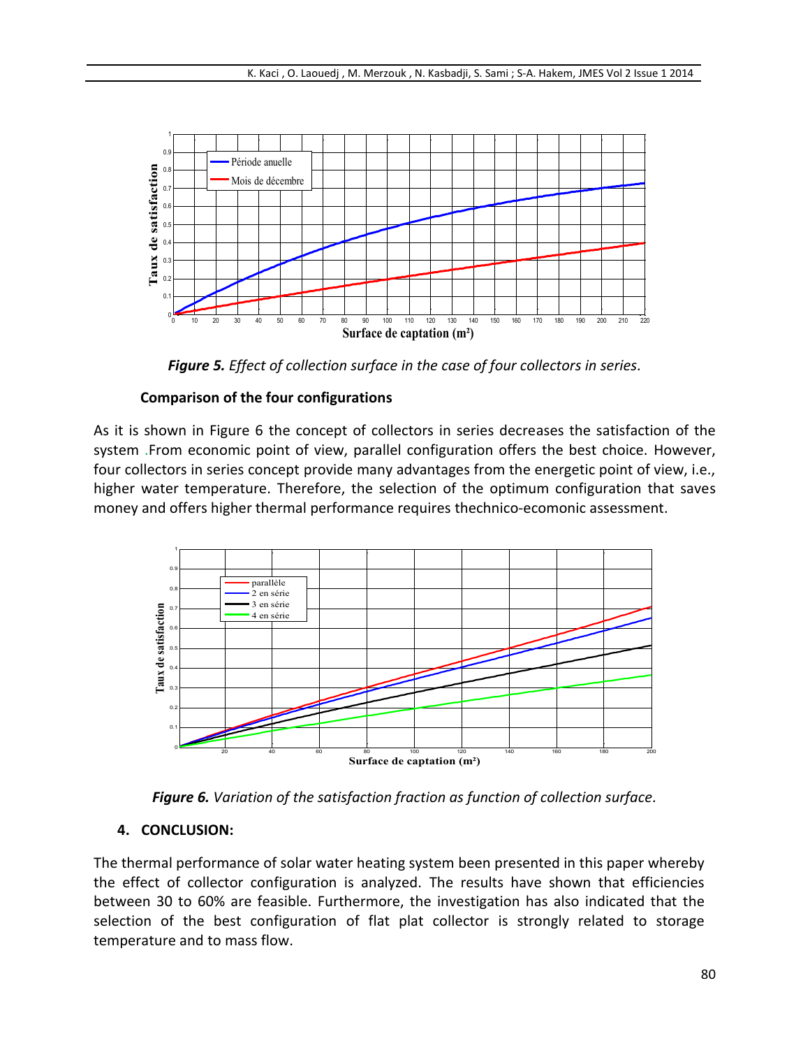*Figure 5. Effect of collection surface in the case of four collectors in series.*

**Comparison of the four configurations**

As it is shown in Figure 6 the concept of collectors in series decreases the satisfaction of the system .From economic point of view, parallel configuration offers the best choice. However, four collectors in series concept provide many advantages from the energetic point of view, i.e., higher water temperature. Therefore, the selection of the optimum configuration that saves money and offers higher thermal performance requires thechnico-ecomonic assessment.

*Figure 6. Variation of the satisfaction fraction as function of collection surface.*

## 4. CONCLUSION:

The thermal performance of solar water heating system been presented in this paper whereby the effect of collector configuration is analyzed. The results have shown that efficiencies between 30 to 60% are feasible. Furthermore, the investigation has also indicated that the selection of the best configuration of flat plat collector is strongly related to storage temperature and to mass flow.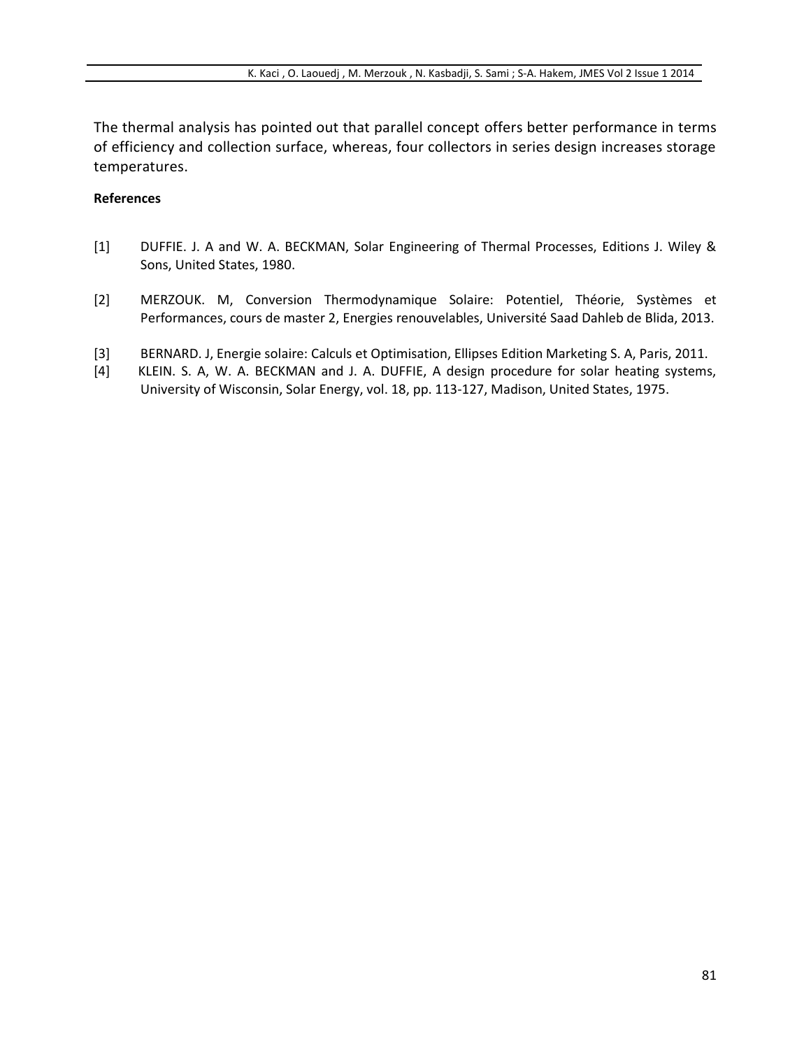The thermal analysis has pointed out that parallel concept offers better performance in terms of efficiency and collection surface, whereas, four collectors in series design increases storage temperatures.

**References**

[1] DUFFIE. J. A and W. A. BECKMAN, Solar Engineering of Thermal Processes, Editions J. Wiley & Sons, United States, 1980.

[2] MERZOUK. M, Conversion Thermodynamique Solaire: Potentiel, Théorie, Systèmes et Performances, cours de master 2, Energies renouvelables, Université Saad Dahleb de Blida, 2013.

[3] BERNARD. J, Energie solaire: Calculs et Optimisation, Ellipses Edition Marketing S. A, Paris, 2011.

[4] KLEIN. S. A, W. A. BECKMAN and J. A. DUFFIE, A design procedure for solar heating systems, University of Wisconsin, Solar Energy, vol. 18, pp. 113-127, Madison, United States, 1975.